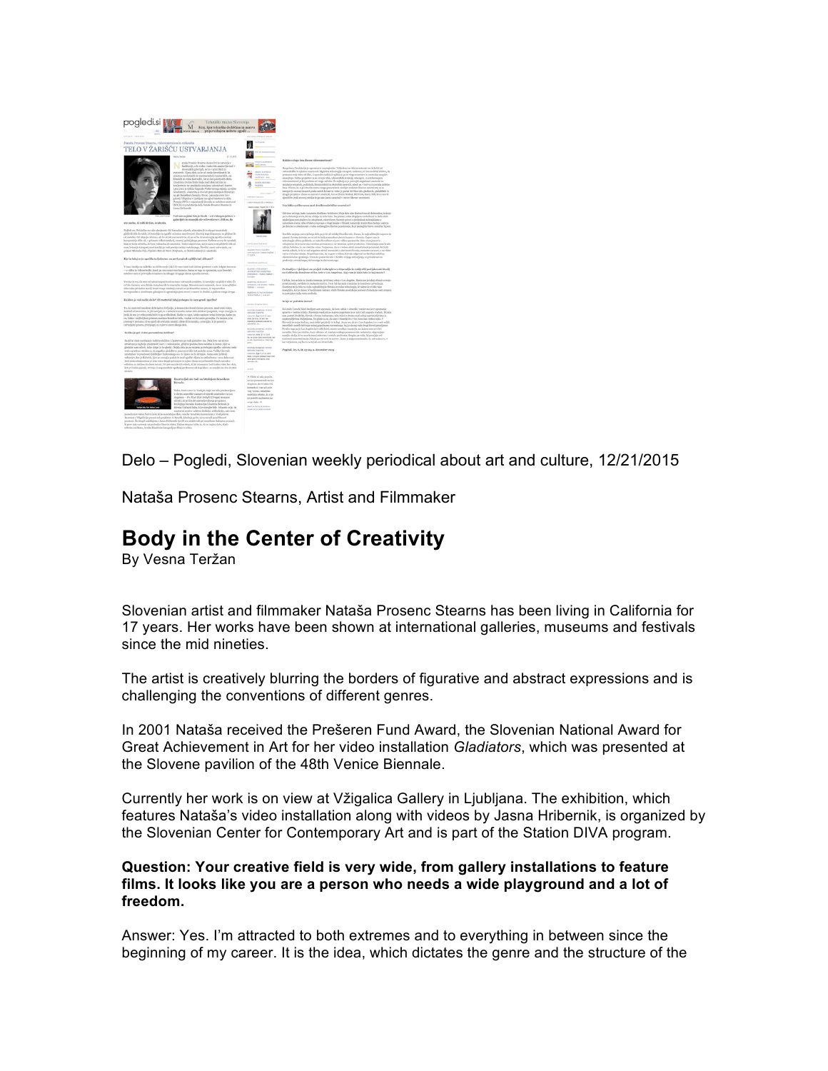Delo – Pogledi, Slovenian weekly periodical about art and culture, 12/21/2015

Nataša Prosenc Stearns, Artist and Filmmaker

# Body in the Center of Creativity

By Vesna Teržan

Slovenian artist and filmmaker Nataša Prosenc Stearns has been living in California for 17 years. Her works have been shown at international galleries, museums and festivals since the mid nineties.

The artist is creatively blurring the borders of figurative and abstract expressions and is challenging the conventions of different genres.

In 2001 Nataša received the Prešeren Fund Award, the Slovenian National Award for Great Achievement in Art for her video installation *Gladiators*, which was presented at the Slovene pavilion of the 48th Venice Biennale.

Currently her work is on view at Vžigalica Gallery in Ljubljana. The exhibition, which features Nataša's video installation along with videos by Jasna Hribernik, is organized by the Slovenian Center for Contemporary Art and is part of the Station DIVA program.

**Question: Your creative field is very wide, from gallery installations to feature films. It looks like you are a person who needs a wide playground and a lot of freedom.**

Answer: Yes. I'm attracted to both extremes and to everything in between since the beginning of my career. It is the idea, which dictates the genre and the structure of the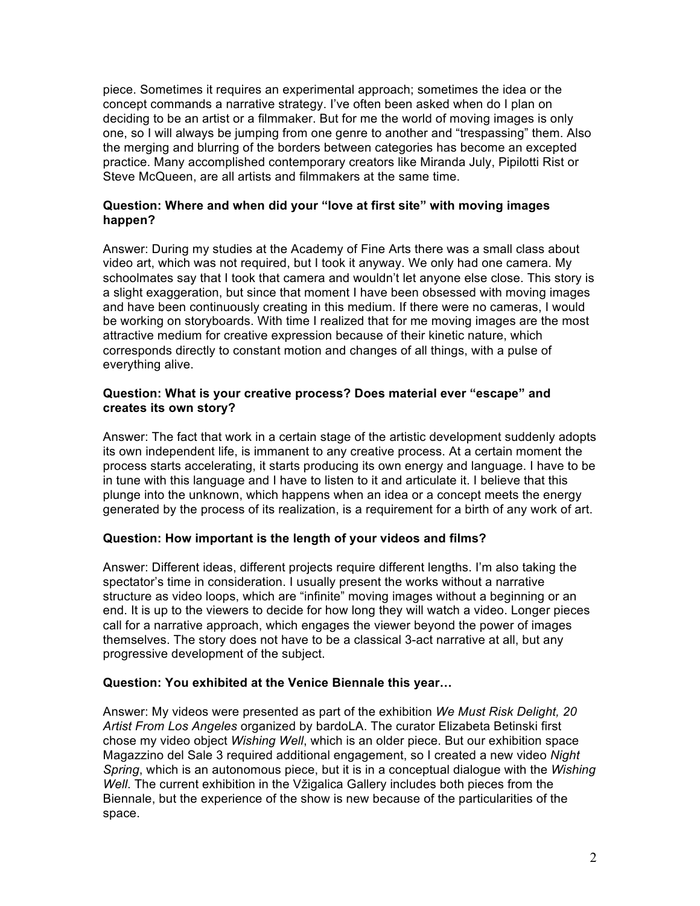piece. Sometimes it requires an experimental approach; sometimes the idea or the concept commands a narrative strategy. I've often been asked when do I plan on deciding to be an artist or a filmmaker. But for me the world of moving images is only one, so I will always be jumping from one genre to another and "trespassing" them. Also the merging and blurring of the borders between categories has become an excepted practice. Many accomplished contemporary creators like Miranda July, Pipilotti Rist or Steve McQueen, are all artists and filmmakers at the same time.

**Question: Where and when did your "love at first site" with moving images happen?**

Answer: During my studies at the Academy of Fine Arts there was a small class about video art, which was not required, but I took it anyway. We only had one camera. My schoolmates say that I took that camera and wouldn't let anyone else close. This story is a slight exaggeration, but since that moment I have been obsessed with moving images and have been continuously creating in this medium. If there were no cameras, I would be working on storyboards. With time I realized that for me moving images are the most attractive medium for creative expression because of their kinetic nature, which corresponds directly to constant motion and changes of all things, with a pulse of everything alive.

**Question: What is your creative process? Does material ever "escape" and creates its own story?**

Answer: The fact that work in a certain stage of the artistic development suddenly adopts its own independent life, is immanent to any creative process. At a certain moment the process starts accelerating, it starts producing its own energy and language. I have to be in tune with this language and I have to listen to it and articulate it. I believe that this plunge into the unknown, which happens when an idea or a concept meets the energy generated by the process of its realization, is a requirement for a birth of any work of art.

**Question: How important is the length of your videos and films?**

Answer: Different ideas, different projects require different lengths. I'm also taking the spectator's time in consideration. I usually present the works without a narrative structure as video loops, which are "infinite" moving images without a beginning or an end. It is up to the viewers to decide for how long they will watch a video. Longer pieces call for a narrative approach, which engages the viewer beyond the power of images themselves. The story does not have to be a classical 3-act narrative at all, but any progressive development of the subject.

**Question: You exhibited at the Venice Biennale this year…**

Answer: My videos were presented as part of the exhibition *We Must Risk Delight, 20 Artist From Los Angeles* organized by bardoLA. The curator Elizabeta Betinski first chose my video object *Wishing Well*, which is an older piece. But our exhibition space Magazzino del Sale 3 required additional engagement, so I created a new video *Night Spring*, which is an autonomous piece, but it is in a conceptual dialogue with the *Wishing Well*. The current exhibition in the Vžigalica Gallery includes both pieces from the Biennale, but the experience of the show is new because of the particularities of the space.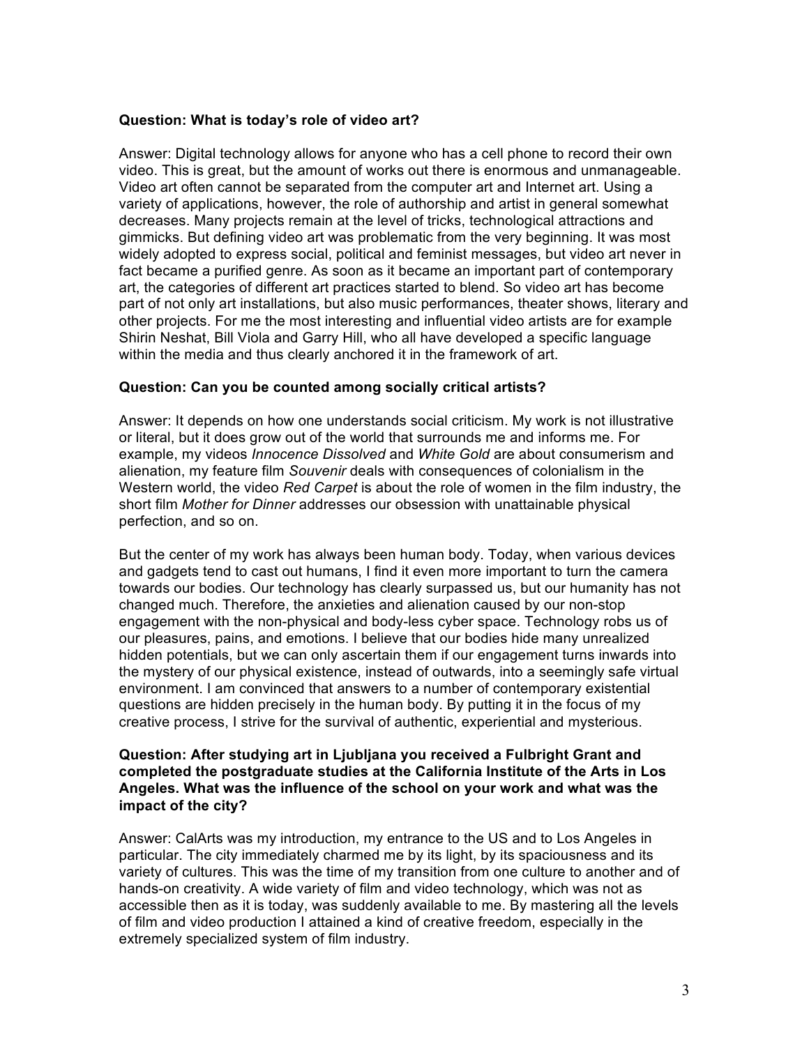**Question: What is today's role of video art?**

Answer: Digital technology allows for anyone who has a cell phone to record their own video. This is great, but the amount of works out there is enormous and unmanageable. Video art often cannot be separated from the computer art and Internet art. Using a variety of applications, however, the role of authorship and artist in general somewhat decreases. Many projects remain at the level of tricks, technological attractions and gimmicks. But defining video art was problematic from the very beginning. It was most widely adopted to express social, political and feminist messages, but video art never in fact became a purified genre. As soon as it became an important part of contemporary art, the categories of different art practices started to blend. So video art has become part of not only art installations, but also music performances, theater shows, literary and other projects. For me the most interesting and influential video artists are for example Shirin Neshat, Bill Viola and Garry Hill, who all have developed a specific language within the media and thus clearly anchored it in the framework of art.

**Question: Can you be counted among socially critical artists?**

Answer: It depends on how one understands social criticism. My work is not illustrative or literal, but it does grow out of the world that surrounds me and informs me. For example, my videos *Innocence Dissolved* and *White Gold* are about consumerism and alienation, my feature film *Souvenir* deals with consequences of colonialism in the Western world, the video *Red Carpet* is about the role of women in the film industry, the short film *Mother for Dinner* addresses our obsession with unattainable physical perfection, and so on.

But the center of my work has always been human body. Today, when various devices and gadgets tend to cast out humans, I find it even more important to turn the camera towards our bodies. Our technology has clearly surpassed us, but our humanity has not changed much. Therefore, the anxieties and alienation caused by our non-stop engagement with the non-physical and body-less cyber space. Technology robs us of our pleasures, pains, and emotions. I believe that our bodies hide many unrealized hidden potentials, but we can only ascertain them if our engagement turns inwards into the mystery of our physical existence, instead of outwards, into a seemingly safe virtual environment. I am convinced that answers to a number of contemporary existential questions are hidden precisely in the human body. By putting it in the focus of my creative process, I strive for the survival of authentic, experiential and mysterious.

**Question: After studying art in Ljubljana you received a Fulbright Grant and completed the postgraduate studies at the California Institute of the Arts in Los Angeles. What was the influence of the school on your work and what was the impact of the city?**

Answer: CalArts was my introduction, my entrance to the US and to Los Angeles in particular. The city immediately charmed me by its light, by its spaciousness and its variety of cultures. This was the time of my transition from one culture to another and of hands-on creativity. A wide variety of film and video technology, which was not as accessible then as it is today, was suddenly available to me. By mastering all the levels of film and video production I attained a kind of creative freedom, especially in the extremely specialized system of film industry.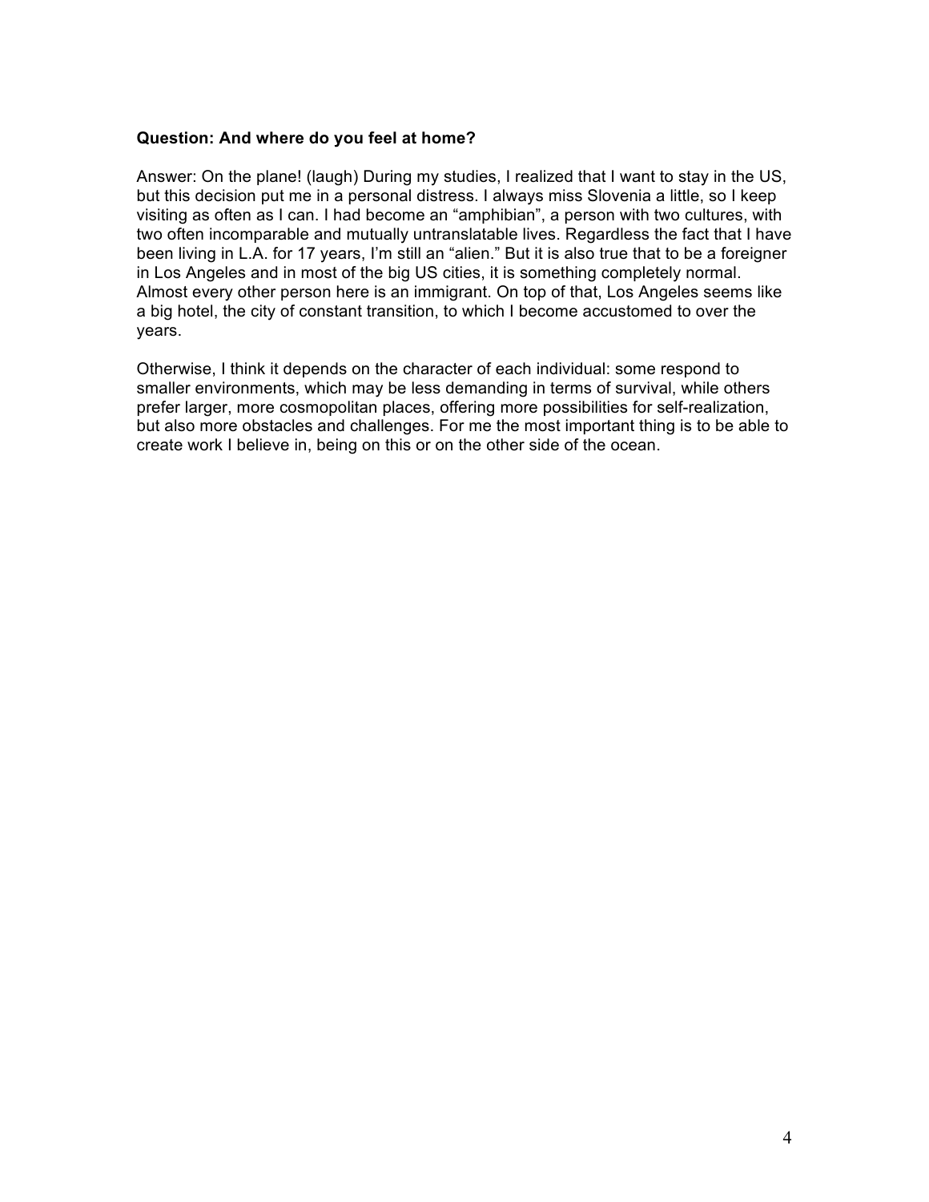**Question: And where do you feel at home?**

Answer: On the plane! (laugh) During my studies, I realized that I want to stay in the US, but this decision put me in a personal distress. I always miss Slovenia a little, so I keep visiting as often as I can. I had become an "amphibian", a person with two cultures, with two often incomparable and mutually untranslatable lives. Regardless the fact that I have been living in L.A. for 17 years, I'm still an "alien." But it is also true that to be a foreigner in Los Angeles and in most of the big US cities, it is something completely normal. Almost every other person here is an immigrant. On top of that, Los Angeles seems like a big hotel, the city of constant transition, to which I become accustomed to over the years.

Otherwise, I think it depends on the character of each individual: some respond to smaller environments, which may be less demanding in terms of survival, while others prefer larger, more cosmopolitan places, offering more possibilities for self-realization, but also more obstacles and challenges. For me the most important thing is to be able to create work I believe in, being on this or on the other side of the ocean.